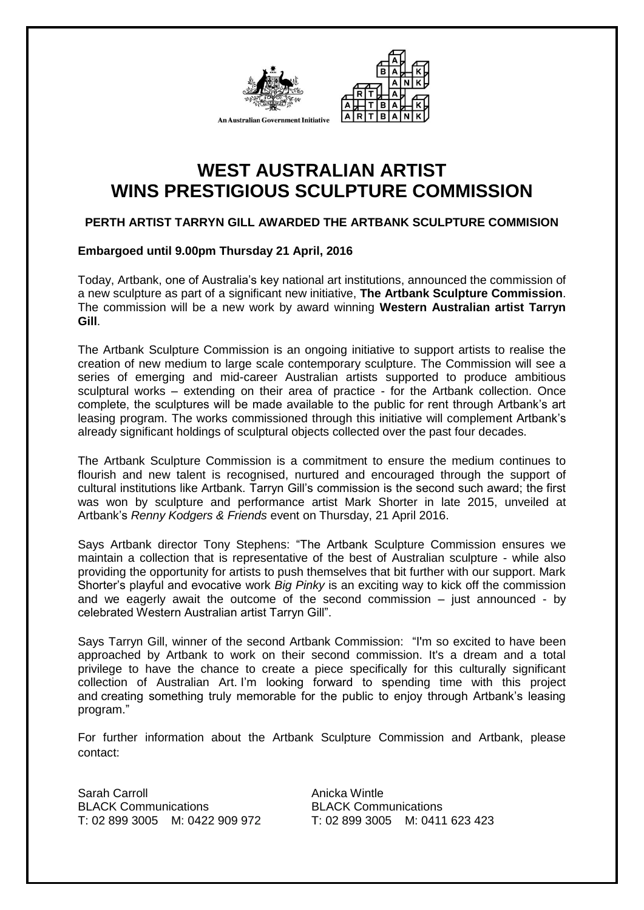An Australian Government Initiative

# WEST AUSTRALIAN ARTIST
# WINS PRESTIGIOUS SCULPTURE COMMISSION

**PERTH ARTIST TARRYN GILL AWARDED THE ARTBANK SCULPTURE COMMISION**

**Embargoed until 9.00pm Thursday 21 April, 2016**

Today, Artbank, one of Australia's key national art institutions, announced the commission of a new sculpture as part of a significant new initiative, **The Artbank Sculpture Commission**. The commission will be a new work by award winning **Western Australian artist Tarryn Gill**.

The Artbank Sculpture Commission is an ongoing initiative to support artists to realise the creation of new medium to large scale contemporary sculpture. The Commission will see a series of emerging and mid-career Australian artists supported to produce ambitious sculptural works – extending on their area of practice - for the Artbank collection. Once complete, the sculptures will be made available to the public for rent through Artbank's art leasing program. The works commissioned through this initiative will complement Artbank's already significant holdings of sculptural objects collected over the past four decades.

The Artbank Sculpture Commission is a commitment to ensure the medium continues to flourish and new talent is recognised, nurtured and encouraged through the support of cultural institutions like Artbank. Tarryn Gill's commission is the second such award; the first was won by sculpture and performance artist Mark Shorter in late 2015, unveiled at Artbank's *Renny Kodgers & Friends* event on Thursday, 21 April 2016.

Says Artbank director Tony Stephens: "The Artbank Sculpture Commission ensures we maintain a collection that is representative of the best of Australian sculpture - while also providing the opportunity for artists to push themselves that bit further with our support. Mark Shorter's playful and evocative work *Big Pinky* is an exciting way to kick off the commission and we eagerly await the outcome of the second commission – just announced - by celebrated Western Australian artist Tarryn Gill".

Says Tarryn Gill, winner of the second Artbank Commission: "I'm so excited to have been approached by Artbank to work on their second commission. It's a dream and a total privilege to have the chance to create a piece specifically for this culturally significant collection of Australian Art. I'm looking forward to spending time with this project and creating something truly memorable for the public to enjoy through Artbank's leasing program."

For further information about the Artbank Sculpture Commission and Artbank, please contact:

Sarah Carroll
BLACK Communications
T: 02 899 3005 M: 0422 909 972

Anicka Wintle
BLACK Communications
T: 02 899 3005 M: 0411 623 423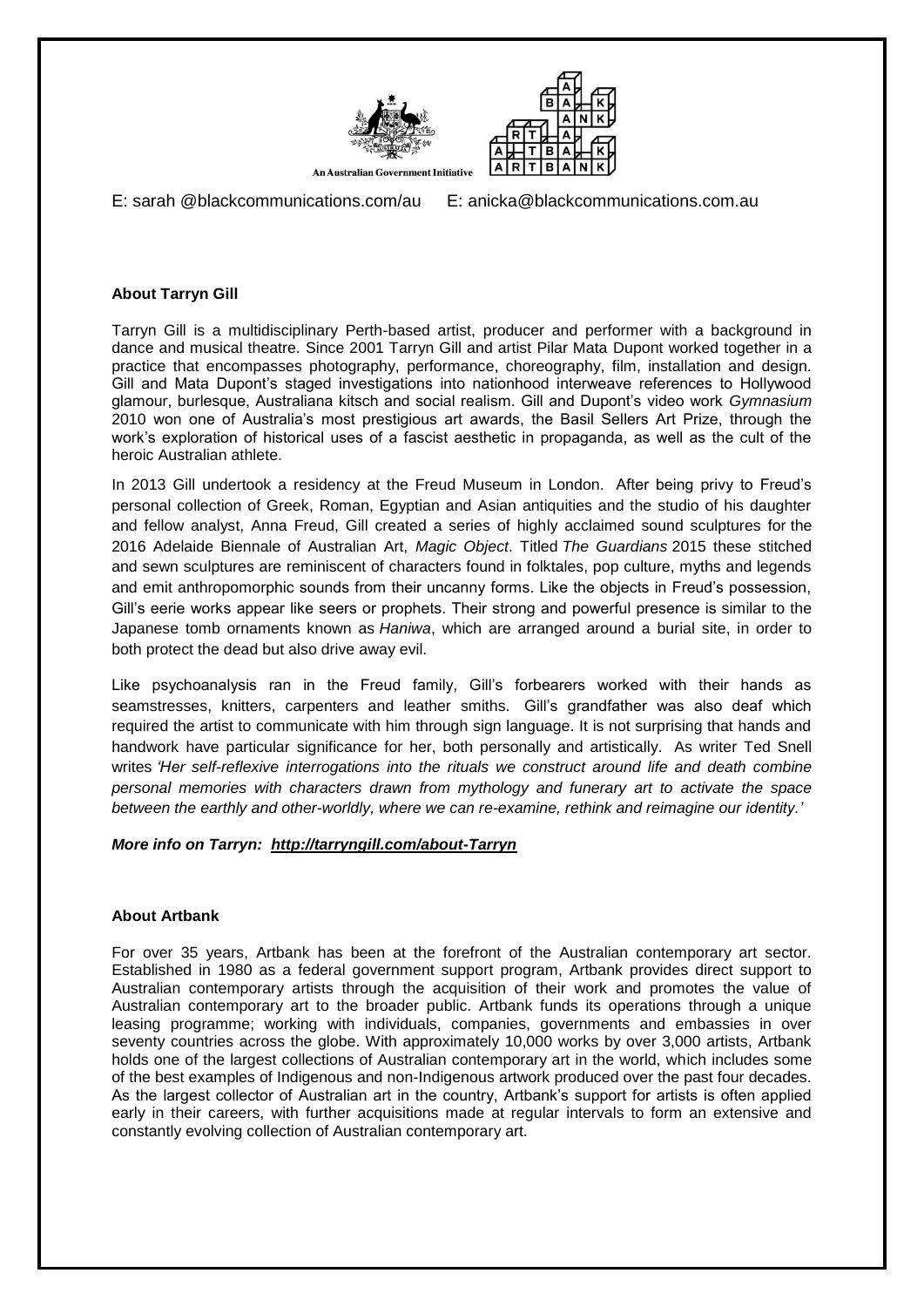An Australian Government Initiative

E: sarah @blackcommunications.com/au  E: anicka@blackcommunications.com.au

**About Tarryn Gill**

Tarryn Gill is a multidisciplinary Perth-based artist, producer and performer with a background in dance and musical theatre. Since 2001 Tarryn Gill and artist Pilar Mata Dupont worked together in a practice that encompasses photography, performance, choreography, film, installation and design. Gill and Mata Dupont's staged investigations into nationhood interweave references to Hollywood glamour, burlesque, Australiana kitsch and social realism. Gill and Dupont's video work *Gymnasium* 2010 won one of Australia's most prestigious art awards, the Basil Sellers Art Prize, through the work's exploration of historical uses of a fascist aesthetic in propaganda, as well as the cult of the heroic Australian athlete.

In 2013 Gill undertook a residency at the Freud Museum in London. After being privy to Freud's personal collection of Greek, Roman, Egyptian and Asian antiquities and the studio of his daughter and fellow analyst, Anna Freud, Gill created a series of highly acclaimed sound sculptures for the 2016 Adelaide Biennale of Australian Art, *Magic Object*. Titled *The Guardians* 2015 these stitched and sewn sculptures are reminiscent of characters found in folktales, pop culture, myths and legends and emit anthropomorphic sounds from their uncanny forms. Like the objects in Freud's possession, Gill's eerie works appear like seers or prophets. Their strong and powerful presence is similar to the Japanese tomb ornaments known as *Haniwa*, which are arranged around a burial site, in order to both protect the dead but also drive away evil.

Like psychoanalysis ran in the Freud family, Gill's forbearers worked with their hands as seamstresses, knitters, carpenters and leather smiths. Gill's grandfather was also deaf which required the artist to communicate with him through sign language. It is not surprising that hands and handwork have particular significance for her, both personally and artistically. As writer Ted Snell writes *'Her self-reflexive interrogations into the rituals we construct around life and death combine personal memories with characters drawn from mythology and funerary art to activate the space between the earthly and other-worldly, where we can re-examine, rethink and reimagine our identity.'*

***More info on Tarryn: http://tarryngill.com/about-Tarryn***

**About Artbank**

For over 35 years, Artbank has been at the forefront of the Australian contemporary art sector. Established in 1980 as a federal government support program, Artbank provides direct support to Australian contemporary artists through the acquisition of their work and promotes the value of Australian contemporary art to the broader public. Artbank funds its operations through a unique leasing programme; working with individuals, companies, governments and embassies in over seventy countries across the globe. With approximately 10,000 works by over 3,000 artists, Artbank holds one of the largest collections of Australian contemporary art in the world, which includes some of the best examples of Indigenous and non-Indigenous artwork produced over the past four decades. As the largest collector of Australian art in the country, Artbank's support for artists is often applied early in their careers, with further acquisitions made at regular intervals to form an extensive and constantly evolving collection of Australian contemporary art.